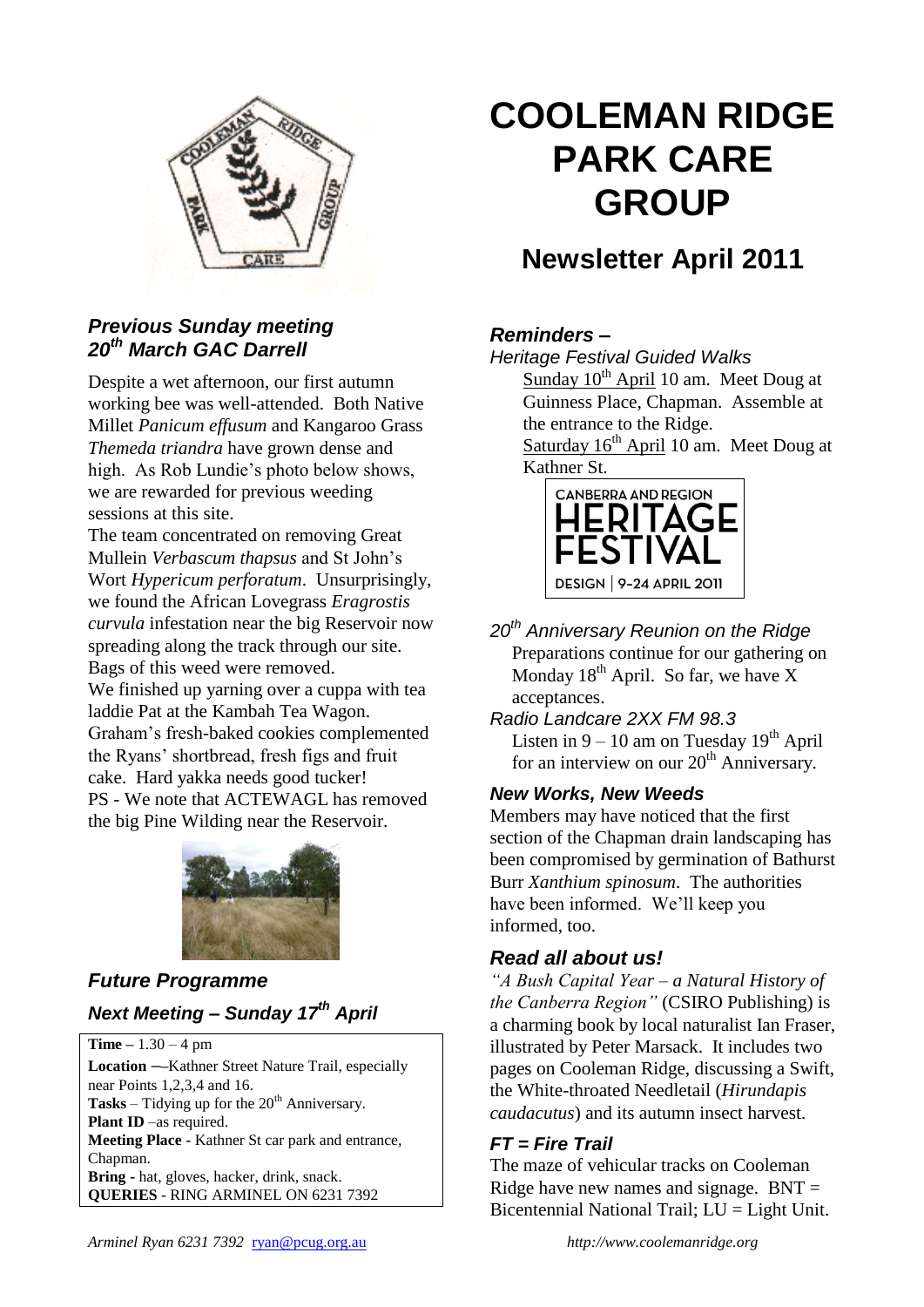# COOLEMAN RIDGE PARK CARE GROUP

## Newsletter April 2011

### *Previous Sunday meeting 20th March GAC Darrell*

Despite a wet afternoon, our first autumn working bee was well-attended. Both Native Millet *Panicum effusum* and Kangaroo Grass *Themeda triandra* have grown dense and high. As Rob Lundie's photo below shows, we are rewarded for previous weeding sessions at this site.

The team concentrated on removing Great Mullein *Verbascum thapsus* and St John's Wort *Hypericum perforatum*. Unsurprisingly, we found the African Lovegrass *Eragrostis curvula* infestation near the big Reservoir now spreading along the track through our site. Bags of this weed were removed.

We finished up yarning over a cuppa with tea laddie Pat at the Kambah Tea Wagon. Graham's fresh-baked cookies complemented the Ryans' shortbread, fresh figs and fruit cake. Hard yakka needs good tucker!

PS - We note that ACTEWAGL has removed the big Pine Wilding near the Reservoir.

### *Future Programme*

### *Next Meeting – Sunday 17th April*

**Time** – 1.30 – 4 pm
**Location** —Kathner Street Nature Trail, especially near Points 1,2,3,4 and 16.
**Tasks** – Tidying up for the 20th Anniversary.
**Plant ID** –as required.
**Meeting Place** - Kathner St car park and entrance, Chapman.
**Bring** - hat, gloves, hacker, drink, snack.
**QUERIES** - RING ARMINEL ON 6231 7392

### *Reminders –*

*Heritage Festival Guided Walks*

Sunday 10th April 10 am. Meet Doug at Guinness Place, Chapman. Assemble at the entrance to the Ridge.
Saturday 16th April 10 am. Meet Doug at Kathner St.

CANBERRA AND REGION HERITAGE FESTIVAL
DESIGN | 9-24 APRIL 2011

*20th Anniversary Reunion on the Ridge*

Preparations continue for our gathering on Monday 18th April. So far, we have X acceptances.

*Radio Landcare 2XX FM 98.3*

Listen in 9 – 10 am on Tuesday 19th April for an interview on our 20th Anniversary.

### *New Works, New Weeds*

Members may have noticed that the first section of the Chapman drain landscaping has been compromised by germination of Bathurst Burr *Xanthium spinosum*. The authorities have been informed. We'll keep you informed, too.

### *Read all about us!*

*"A Bush Capital Year – a Natural History of the Canberra Region"* (CSIRO Publishing) is a charming book by local naturalist Ian Fraser, illustrated by Peter Marsack. It includes two pages on Cooleman Ridge, discussing a Swift, the White-throated Needletail (*Hirundapis caudacutus*) and its autumn insect harvest.

### *FT = Fire Trail*

The maze of vehicular tracks on Cooleman Ridge have new names and signage. BNT = Bicentennial National Trail; LU = Light Unit.

*Arminel Ryan 6231 7392* ryan@pcug.org.au *http://www.coolemanridge.org*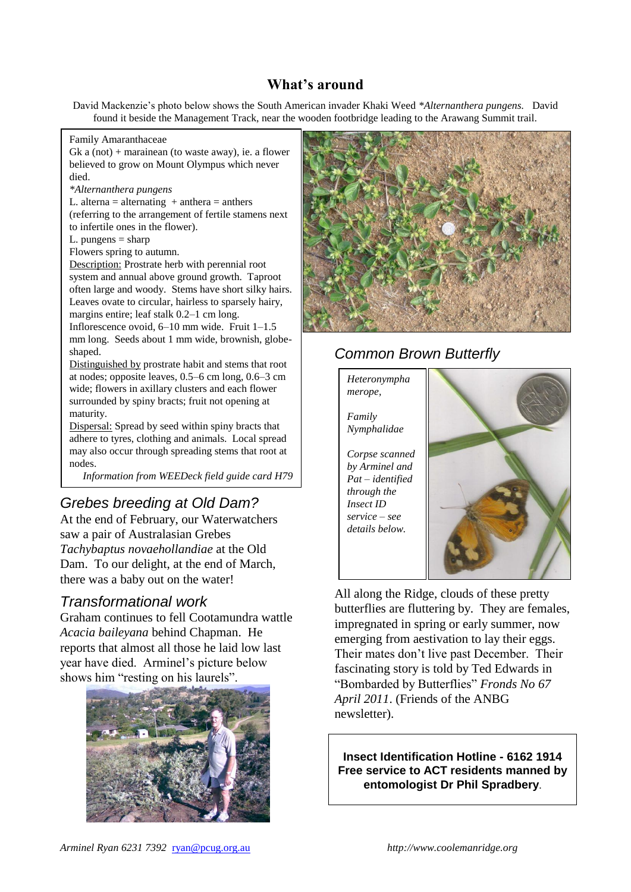## What's around

David Mackenzie's photo below shows the South American invader Khaki Weed **Alternanthera pungens.* David found it beside the Management Track, near the wooden footbridge leading to the Arawang Summit trail.

Family Amaranthaceae
Gk a (not) + marainean (to waste away), ie. a flower believed to grow on Mount Olympus which never died.
**Alternanthera pungens*
L. alterna = alternating + anthera = anthers (referring to the arrangement of fertile stamens next to infertile ones in the flower).
L. pungens = sharp
Flowers spring to autumn.
Description: Prostrate herb with perennial root system and annual above ground growth. Taproot often large and woody. Stems have short silky hairs. Leaves ovate to circular, hairless to sparsely hairy, margins entire; leaf stalk 0.2–1 cm long. Inflorescence ovoid, 6–10 mm wide. Fruit 1–1.5 mm long. Seeds about 1 mm wide, brownish, globe-shaped.
Distinguished by prostrate habit and stems that root at nodes; opposite leaves, 0.5–6 cm long, 0.6–3 cm wide; flowers in axillary clusters and each flower surrounded by spiny bracts; fruit not opening at maturity.
Dispersal: Spread by seed within spiny bracts that adhere to tyres, clothing and animals. Local spread may also occur through spreading stems that root at nodes.
*Information from WEEDeck field guide card H79*

### Grebes breeding at Old Dam?

At the end of February, our Waterwatchers saw a pair of Australasian Grebes *Tachybaptus novaehollandiae* at the Old Dam. To our delight, at the end of March, there was a baby out on the water!

### Transformational work

Graham continues to fell Cootamundra wattle *Acacia baileyana* behind Chapman. He reports that almost all those he laid low last year have died. Arminel's picture below shows him "resting on his laurels".

### Common Brown Butterfly

*Heteronympha merope,*

*Family Nymphalidae*

*Corpse scanned by Arminel and Pat – identified through the Insect ID service – see details below.*

All along the Ridge, clouds of these pretty butterflies are fluttering by. They are females, impregnated in spring or early summer, now emerging from aestivation to lay their eggs. Their mates don't live past December. Their fascinating story is told by Ted Edwards in "Bombarded by Butterflies" *Fronds No 67 April 2011*. (Friends of the ANBG newsletter).

**Insect Identification Hotline - 6162 1914**
**Free service to ACT residents manned by entomologist Dr Phil Spradbery**.

*Arminel Ryan 6231 7392* ryan@pcug.org.au

*http://www.coolemanridge.org*